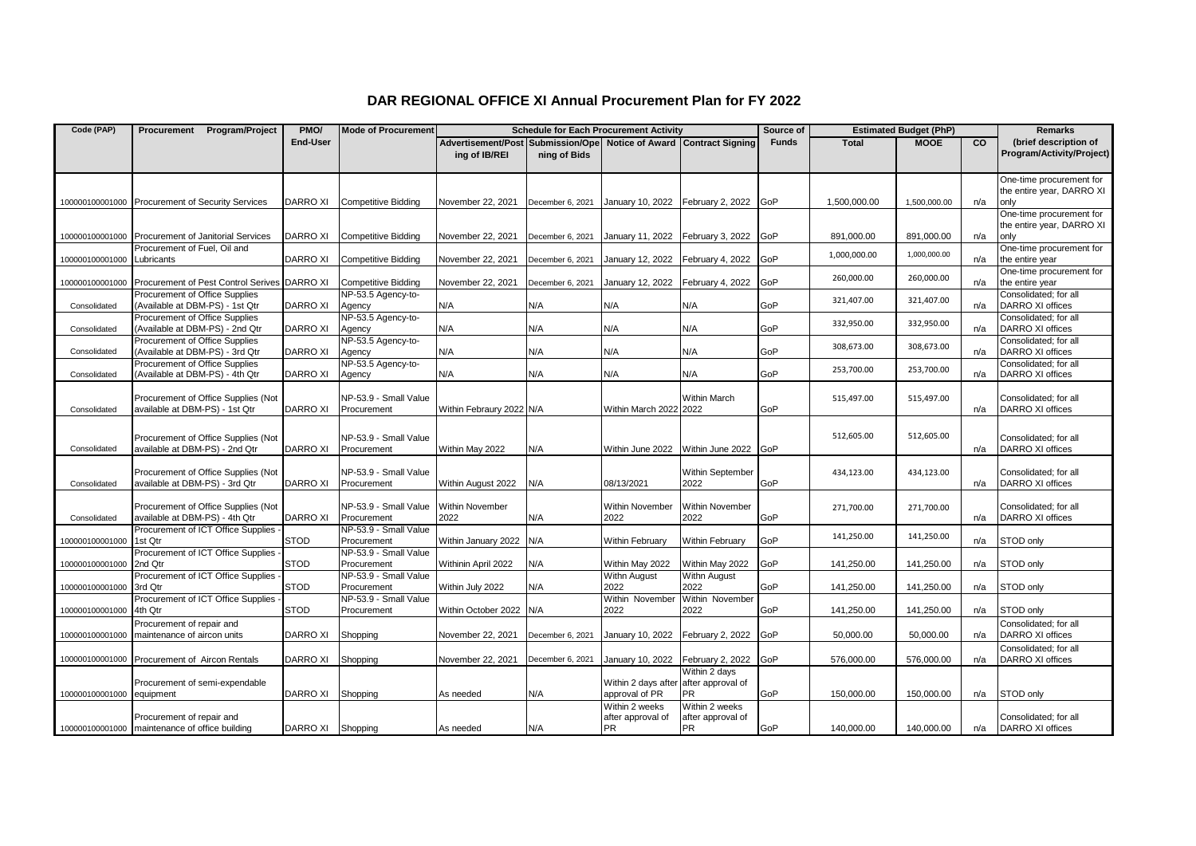# DAR REGIONAL OFFICE XI Annual Procurement Plan for FY 2022

| Code (PAP) | Procurement Program/Project | PMO/ End-User | Mode of Procurement | Schedule for Each Procurement Activity | | | | Source of Funds | Estimated Budget (PhP) | | | Remarks (brief description of Program/Activity/Project) |
|---|---|---|---|---|---|---|---|---|---|---|---|---|
| | | | | Advertisement/Posting of IB/REI | Submission/Opening of Bids | Notice of Award | Contract Signing | | Total | MOOE | CO | |
| 100000100001000 | Procurement of Security Services | DARRO XI | Competitive Bidding | November 22, 2021 | December 6, 2021 | January 10, 2022 | February 2, 2022 | GoP | 1,500,000.00 | 1,500,000.00 | n/a | One-time procurement for the entire year, DARRO XI only |
| 100000100001000 | Procurement of Janitorial Services | DARRO XI | Competitive Bidding | November 22, 2021 | December 6, 2021 | January 11, 2022 | February 3, 2022 | GoP | 891,000.00 | 891,000.00 | n/a | One-time procurement for the entire year, DARRO XI only |
| 100000100001000 | Procurement of Fuel, Oil and Lubricants | DARRO XI | Competitive Bidding | November 22, 2021 | December 6, 2021 | January 12, 2022 | February 4, 2022 | GoP | 1,000,000.00 | 1,000,000.00 | n/a | One-time procurement for the entire year |
| 100000100001000 | Procurement of Pest Control Serives | DARRO XI | Competitive Bidding | November 22, 2021 | December 6, 2021 | January 12, 2022 | February 4, 2022 | GoP | 260,000.00 | 260,000.00 | n/a | One-time procurement for the entire year |
| Consolidated | Procurement of Office Supplies (Available at DBM-PS) - 1st Qtr | DARRO XI | NP-53.5 Agency-to-Agency | N/A | N/A | N/A | N/A | GoP | 321,407.00 | 321,407.00 | n/a | Consolidated; for all DARRO XI offices |
| Consolidated | Procurement of Office Supplies (Available at DBM-PS) - 2nd Qtr | DARRO XI | NP-53.5 Agency-to-Agency | N/A | N/A | N/A | N/A | GoP | 332,950.00 | 332,950.00 | n/a | Consolidated; for all DARRO XI offices |
| Consolidated | Procurement of Office Supplies (Available at DBM-PS) - 3rd Qtr | DARRO XI | NP-53.5 Agency-to-Agency | N/A | N/A | N/A | N/A | GoP | 308,673.00 | 308,673.00 | n/a | Consolidated; for all DARRO XI offices |
| Consolidated | Procurement of Office Supplies (Available at DBM-PS) - 4th Qtr | DARRO XI | NP-53.5 Agency-to-Agency | N/A | N/A | N/A | N/A | GoP | 253,700.00 | 253,700.00 | n/a | Consolidated; for all DARRO XI offices |
| Consolidated | Procurement of Office Supplies (Not available at DBM-PS) - 1st Qtr | DARRO XI | NP-53.9 - Small Value Procurement | Within Febraury 2022 | N/A | Within March 2022 | Within March 2022 | GoP | 515,497.00 | 515,497.00 | n/a | Consolidated; for all DARRO XI offices |
| Consolidated | Procurement of Office Supplies (Not available at DBM-PS) - 2nd Qtr | DARRO XI | NP-53.9 - Small Value Procurement | Within May 2022 | N/A | Within June 2022 | Within June 2022 | GoP | 512,605.00 | 512,605.00 | n/a | Consolidated; for all DARRO XI offices |
| Consolidated | Procurement of Office Supplies (Not available at DBM-PS) - 3rd Qtr | DARRO XI | NP-53.9 - Small Value Procurement | Within August 2022 | N/A | 08/13/2021 | Within September 2022 | GoP | 434,123.00 | 434,123.00 | n/a | Consolidated; for all DARRO XI offices |
| Consolidated | Procurement of Office Supplies (Not available at DBM-PS) - 4th Qtr | DARRO XI | NP-53.9 - Small Value Procurement | Within November 2022 | N/A | Within November 2022 | Within November 2022 | GoP | 271,700.00 | 271,700.00 | n/a | Consolidated; for all DARRO XI offices |
| 100000100001000 | Procurement of ICT Office Supplies - 1st Qtr | STOD | NP-53.9 - Small Value Procurement | Within January 2022 | N/A | Within February | Within February | GoP | 141,250.00 | 141,250.00 | n/a | STOD only |
| 100000100001000 | Procurement of ICT Office Supplies - 2nd Qtr | STOD | NP-53.9 - Small Value Procurement | Withinin April 2022 | N/A | Within May 2022 | Within May 2022 | GoP | 141,250.00 | 141,250.00 | n/a | STOD only |
| 100000100001000 | Procurement of ICT Office Supplies - 3rd Qtr | STOD | NP-53.9 - Small Value Procurement | Within July 2022 | N/A | Withn August 2022 | Withn August 2022 | GoP | 141,250.00 | 141,250.00 | n/a | STOD only |
| 100000100001000 | Procurement of ICT Office Supplies - 4th Qtr | STOD | NP-53.9 - Small Value Procurement | Within October 2022 | N/A | Within November 2022 | Within November 2022 | GoP | 141,250.00 | 141,250.00 | n/a | STOD only |
| 100000100001000 | Procurement of repair and maintenance of aircon units | DARRO XI | Shopping | November 22, 2021 | December 6, 2021 | January 10, 2022 | February 2, 2022 | GoP | 50,000.00 | 50,000.00 | n/a | Consolidated; for all DARRO XI offices |
| 100000100001000 | Procurement of Aircon Rentals | DARRO XI | Shopping | November 22, 2021 | December 6, 2021 | January 10, 2022 | February 2, 2022 | GoP | 576,000.00 | 576,000.00 | n/a | Consolidated; for all DARRO XI offices |
| 100000100001000 | Procurement of semi-expendable equipment | DARRO XI | Shopping | As needed | N/A | Within 2 days after approval of PR | Within 2 days after approval of PR | GoP | 150,000.00 | 150,000.00 | n/a | STOD only |
| 100000100001000 | Procurement of repair and maintenance of office building | DARRO XI | Shopping | As needed | N/A | Within 2 weeks after approval of PR | Within 2 weeks after approval of PR | GoP | 140,000.00 | 140,000.00 | n/a | Consolidated; for all DARRO XI offices |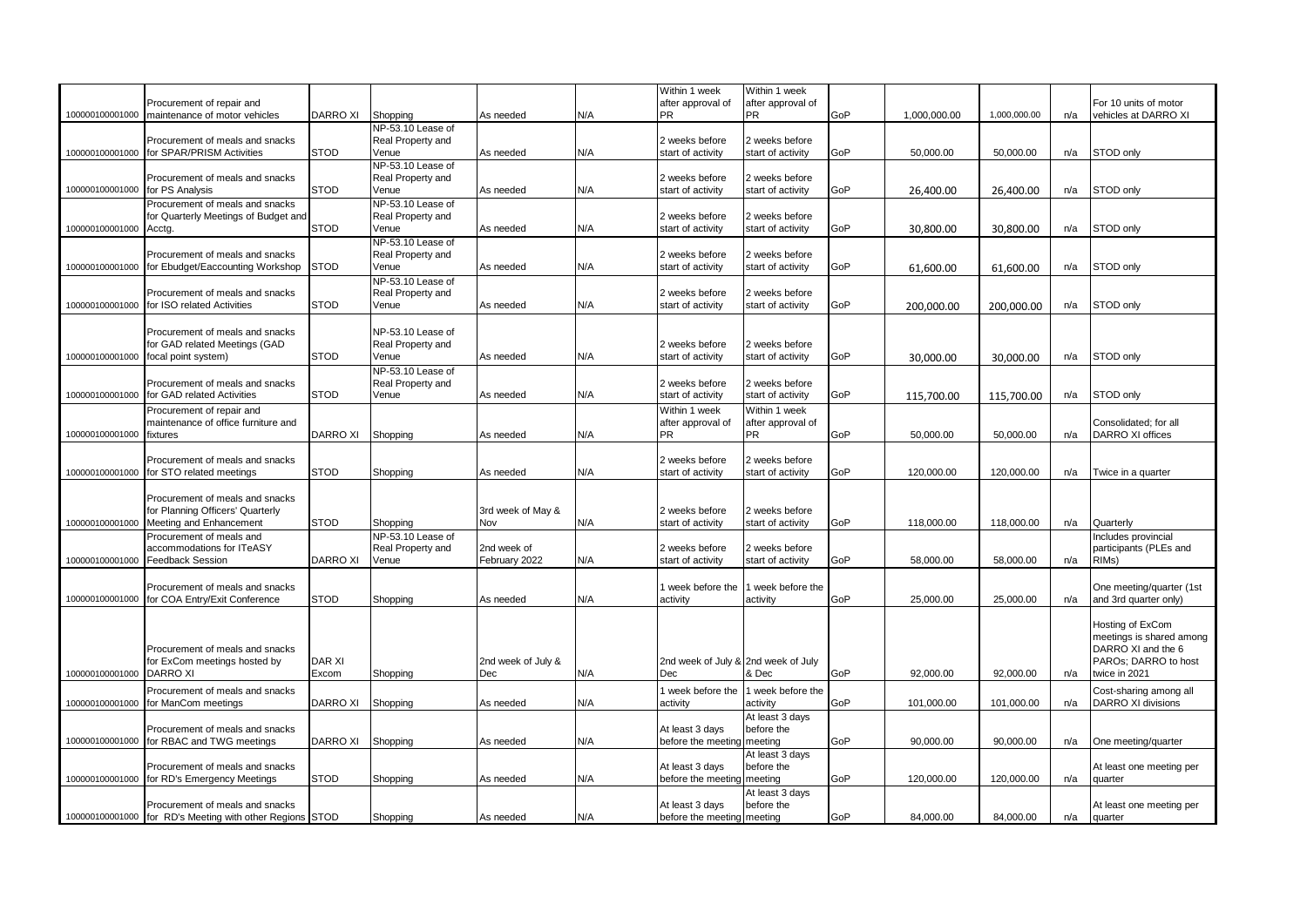| | | | | | | | | | | | | |
|---|---|---|---|---|---|---|---|---|---|---|---|---|
| 100000100001000 | Procurement of repair and maintenance of motor vehicles | DARRO XI | Shopping | As needed | N/A | Within 1 week after approval of PR | Within 1 week after approval of PR | GoP | 1,000,000.00 | 1,000,000.00 | n/a | For 10 units of motor vehicles at DARRO XI |
| 100000100001000 | Procurement of meals and snacks for SPAR/PRISM Activities | STOD | NP-53.10 Lease of Real Property and Venue | As needed | N/A | 2 weeks before start of activity | 2 weeks before start of activity | GoP | 50,000.00 | 50,000.00 | n/a | STOD only |
| 100000100001000 | Procurement of meals and snacks for PS Analysis | STOD | NP-53.10 Lease of Real Property and Venue | As needed | N/A | 2 weeks before start of activity | 2 weeks before start of activity | GoP | 26,400.00 | 26,400.00 | n/a | STOD only |
| 100000100001000 | Procurement of meals and snacks for Quarterly Meetings of Budget and Acctg. | STOD | NP-53.10 Lease of Real Property and Venue | As needed | N/A | 2 weeks before start of activity | 2 weeks before start of activity | GoP | 30,800.00 | 30,800.00 | n/a | STOD only |
| 100000100001000 | Procurement of meals and snacks for Ebudget/Eaccounting Workshop | STOD | NP-53.10 Lease of Real Property and Venue | As needed | N/A | 2 weeks before start of activity | 2 weeks before start of activity | GoP | 61,600.00 | 61,600.00 | n/a | STOD only |
| 100000100001000 | Procurement of meals and snacks for ISO related Activities | STOD | NP-53.10 Lease of Real Property and Venue | As needed | N/A | 2 weeks before start of activity | 2 weeks before start of activity | GoP | 200,000.00 | 200,000.00 | n/a | STOD only |
| 100000100001000 | Procurement of meals and snacks for GAD related Meetings (GAD focal point system) | STOD | NP-53.10 Lease of Real Property and Venue | As needed | N/A | 2 weeks before start of activity | 2 weeks before start of activity | GoP | 30,000.00 | 30,000.00 | n/a | STOD only |
| 100000100001000 | Procurement of meals and snacks for GAD related Activities | STOD | NP-53.10 Lease of Real Property and Venue | As needed | N/A | 2 weeks before start of activity | 2 weeks before start of activity | GoP | 115,700.00 | 115,700.00 | n/a | STOD only |
| 100000100001000 | Procurement of repair and maintenance of office furniture and fixtures | DARRO XI | Shopping | As needed | N/A | Within 1 week after approval of PR | Within 1 week after approval of PR | GoP | 50,000.00 | 50,000.00 | n/a | Consolidated; for all DARRO XI offices |
| 100000100001000 | Procurement of meals and snacks for STO related meetings | STOD | Shopping | As needed | N/A | 2 weeks before start of activity | 2 weeks before start of activity | GoP | 120,000.00 | 120,000.00 | n/a | Twice in a quarter |
| 100000100001000 | Procurement of meals and snacks for Planning Officers' Quarterly Meeting and Enhancement | STOD | Shopping | 3rd week of May & Nov | N/A | 2 weeks before start of activity | 2 weeks before start of activity | GoP | 118,000.00 | 118,000.00 | n/a | Quarterly |
| 100000100001000 | Procurement of meals and accommodations for ITeASY Feedback Session | DARRO XI | NP-53.10 Lease of Real Property and Venue | 2nd week of February 2022 | N/A | 2 weeks before start of activity | 2 weeks before start of activity | GoP | 58,000.00 | 58,000.00 | n/a | Includes provincial participants (PLEs and RIMs) |
| 100000100001000 | Procurement of meals and snacks for COA Entry/Exit Conference | STOD | Shopping | As needed | N/A | 1 week before the activity | 1 week before the activity | GoP | 25,000.00 | 25,000.00 | n/a | One meeting/quarter (1st and 3rd quarter only) |
| 100000100001000 | Procurement of meals and snacks for ExCom meetings hosted by DARRO XI | DAR XI Excom | Shopping | 2nd week of July & Dec | N/A | 2nd week of July & Dec | 2nd week of July & Dec | GoP | 92,000.00 | 92,000.00 | n/a | Hosting of ExCom meetings is shared among DARRO XI and the 6 PAROs; DARRO to host twice in 2021 |
| 100000100001000 | Procurement of meals and snacks for ManCom meetings | DARRO XI | Shopping | As needed | N/A | 1 week before the activity | 1 week before the activity | GoP | 101,000.00 | 101,000.00 | n/a | Cost-sharing among all DARRO XI divisions |
| 100000100001000 | Procurement of meals and snacks for RBAC and TWG meetings | DARRO XI | Shopping | As needed | N/A | At least 3 days before the meeting | At least 3 days before the meeting | GoP | 90,000.00 | 90,000.00 | n/a | One meeting/quarter |
| 100000100001000 | Procurement of meals and snacks for RD's Emergency Meetings | STOD | Shopping | As needed | N/A | At least 3 days before the meeting | At least 3 days before the meeting | GoP | 120,000.00 | 120,000.00 | n/a | At least one meeting per quarter |
| 100000100001000 | Procurement of meals and snacks for RD's Meeting with other Regions | STOD | Shopping | As needed | N/A | At least 3 days before the meeting | At least 3 days before the meeting | GoP | 84,000.00 | 84,000.00 | n/a | At least one meeting per quarter |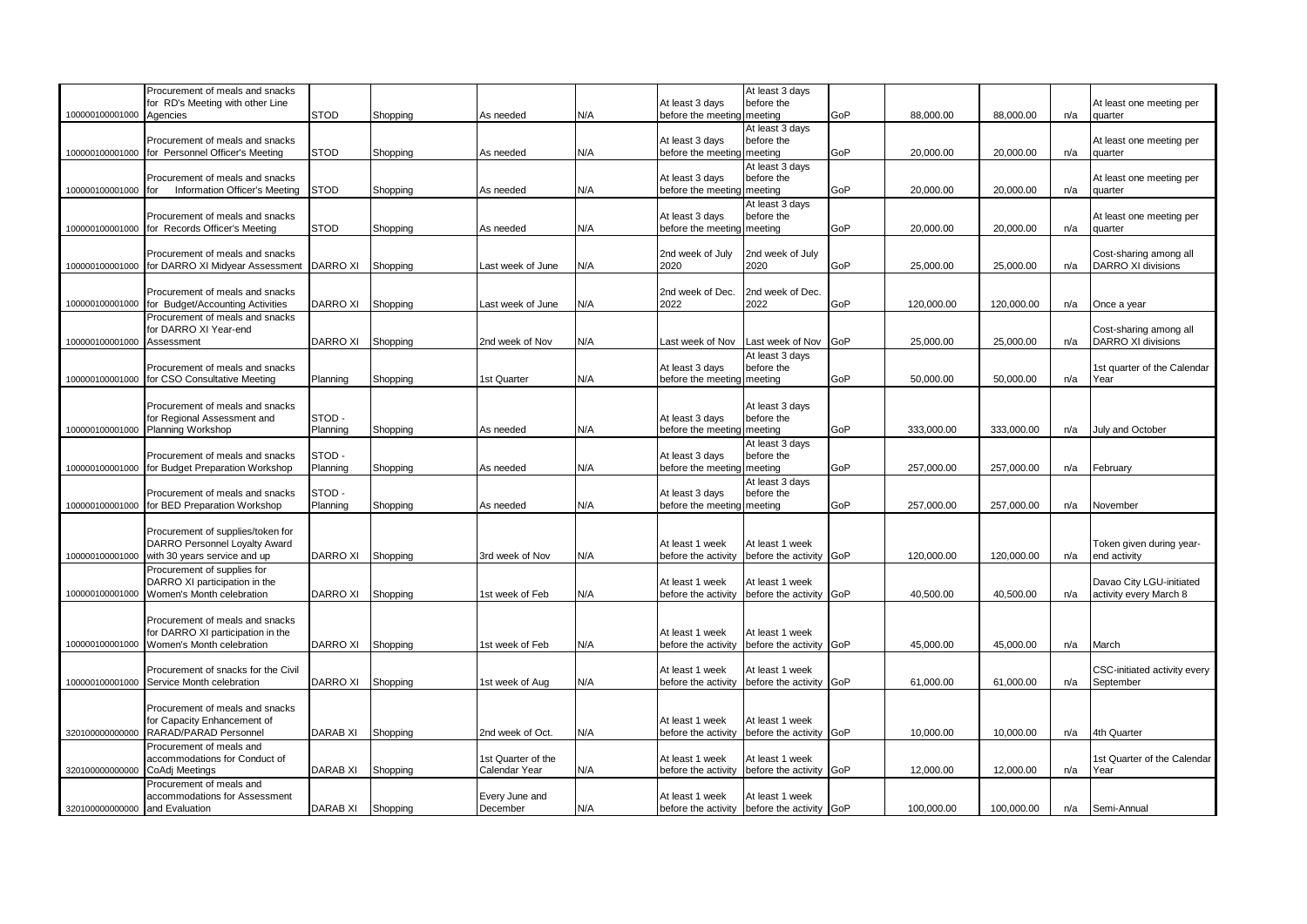| | | | | | | | | | | | | |
|---|---|---|---|---|---|---|---|---|---|---|---|---|
| 100000100001000 | Procurement of meals and snacks for RD's Meeting with other Line Agencies | STOD | Shopping | As needed | N/A | At least 3 days before the meeting | At least 3 days before the meeting | GoP | 88,000.00 | 88,000.00 | n/a | At least one meeting per quarter |
| 100000100001000 | Procurement of meals and snacks for Personnel Officer's Meeting | STOD | Shopping | As needed | N/A | At least 3 days before the meeting | At least 3 days before the meeting | GoP | 20,000.00 | 20,000.00 | n/a | At least one meeting per quarter |
| 100000100001000 | Procurement of meals and snacks for Information Officer's Meeting | STOD | Shopping | As needed | N/A | At least 3 days before the meeting | At least 3 days before the meeting | GoP | 20,000.00 | 20,000.00 | n/a | At least one meeting per quarter |
| 100000100001000 | Procurement of meals and snacks for Records Officer's Meeting | STOD | Shopping | As needed | N/A | At least 3 days before the meeting | At least 3 days before the meeting | GoP | 20,000.00 | 20,000.00 | n/a | At least one meeting per quarter |
| 100000100001000 | Procurement of meals and snacks for DARRO XI Midyear Assessment | DARRO XI | Shopping | Last week of June | N/A | 2nd week of July 2020 | 2nd week of July 2020 | GoP | 25,000.00 | 25,000.00 | n/a | Cost-sharing among all DARRO XI divisions |
| 100000100001000 | Procurement of meals and snacks for Budget/Accounting Activities | DARRO XI | Shopping | Last week of June | N/A | 2nd week of Dec. 2022 | 2nd week of Dec. 2022 | GoP | 120,000.00 | 120,000.00 | n/a | Once a year |
| 100000100001000 | Procurement of meals and snacks for DARRO XI Year-end Assessment | DARRO XI | Shopping | 2nd week of Nov | N/A | Last week of Nov | Last week of Nov | GoP | 25,000.00 | 25,000.00 | n/a | Cost-sharing among all DARRO XI divisions |
| 100000100001000 | Procurement of meals and snacks for CSO Consultative Meeting | Planning | Shopping | 1st Quarter | N/A | At least 3 days before the meeting | At least 3 days before the meeting | GoP | 50,000.00 | 50,000.00 | n/a | 1st quarter of the Calendar Year |
| 100000100001000 | Procurement of meals and snacks for Regional Assessment and Planning Workshop | STOD - Planning | Shopping | As needed | N/A | At least 3 days before the meeting | At least 3 days before the meeting | GoP | 333,000.00 | 333,000.00 | n/a | July and October |
| 100000100001000 | Procurement of meals and snacks for Budget Preparation Workshop | STOD - Planning | Shopping | As needed | N/A | At least 3 days before the meeting | At least 3 days before the meeting | GoP | 257,000.00 | 257,000.00 | n/a | February |
| 100000100001000 | Procurement of meals and snacks for BED Preparation Workshop | STOD - Planning | Shopping | As needed | N/A | At least 3 days before the meeting | At least 3 days before the meeting | GoP | 257,000.00 | 257,000.00 | n/a | November |
| 100000100001000 | Procurement of supplies/token for DARRO Personnel Loyalty Award with 30 years service and up | DARRO XI | Shopping | 3rd week of Nov | N/A | At least 1 week before the activity | At least 1 week before the activity | GoP | 120,000.00 | 120,000.00 | n/a | Token given during year-end activity |
| 100000100001000 | Procurement of supplies for DARRO XI participation in the Women's Month celebration | DARRO XI | Shopping | 1st week of Feb | N/A | At least 1 week before the activity | At least 1 week before the activity | GoP | 40,500.00 | 40,500.00 | n/a | Davao City LGU-initiated activity every March 8 |
| 100000100001000 | Procurement of meals and snacks for DARRO XI participation in the Women's Month celebration | DARRO XI | Shopping | 1st week of Feb | N/A | At least 1 week before the activity | At least 1 week before the activity | GoP | 45,000.00 | 45,000.00 | n/a | March |
| 100000100001000 | Procurement of snacks for the Civil Service Month celebration | DARRO XI | Shopping | 1st week of Aug | N/A | At least 1 week before the activity | At least 1 week before the activity | GoP | 61,000.00 | 61,000.00 | n/a | CSC-initiated activity every September |
| 320100000000000 | Procurement of meals and snacks for Capacity Enhancement of RARAD/PARAD Personnel | DARAB XI | Shopping | 2nd week of Oct. | N/A | At least 1 week before the activity | At least 1 week before the activity | GoP | 10,000.00 | 10,000.00 | n/a | 4th Quarter |
| 320100000000000 | Procurement of meals and accommodations for Conduct of CoAdj Meetings | DARAB XI | Shopping | 1st Quarter of the Calendar Year | N/A | At least 1 week before the activity | At least 1 week before the activity | GoP | 12,000.00 | 12,000.00 | n/a | 1st Quarter of the Calendar Year |
| 320100000000000 | Procurement of meals and accommodations for Assessment and Evaluation | DARAB XI | Shopping | Every June and December | N/A | At least 1 week before the activity | At least 1 week before the activity | GoP | 100,000.00 | 100,000.00 | n/a | Semi-Annual |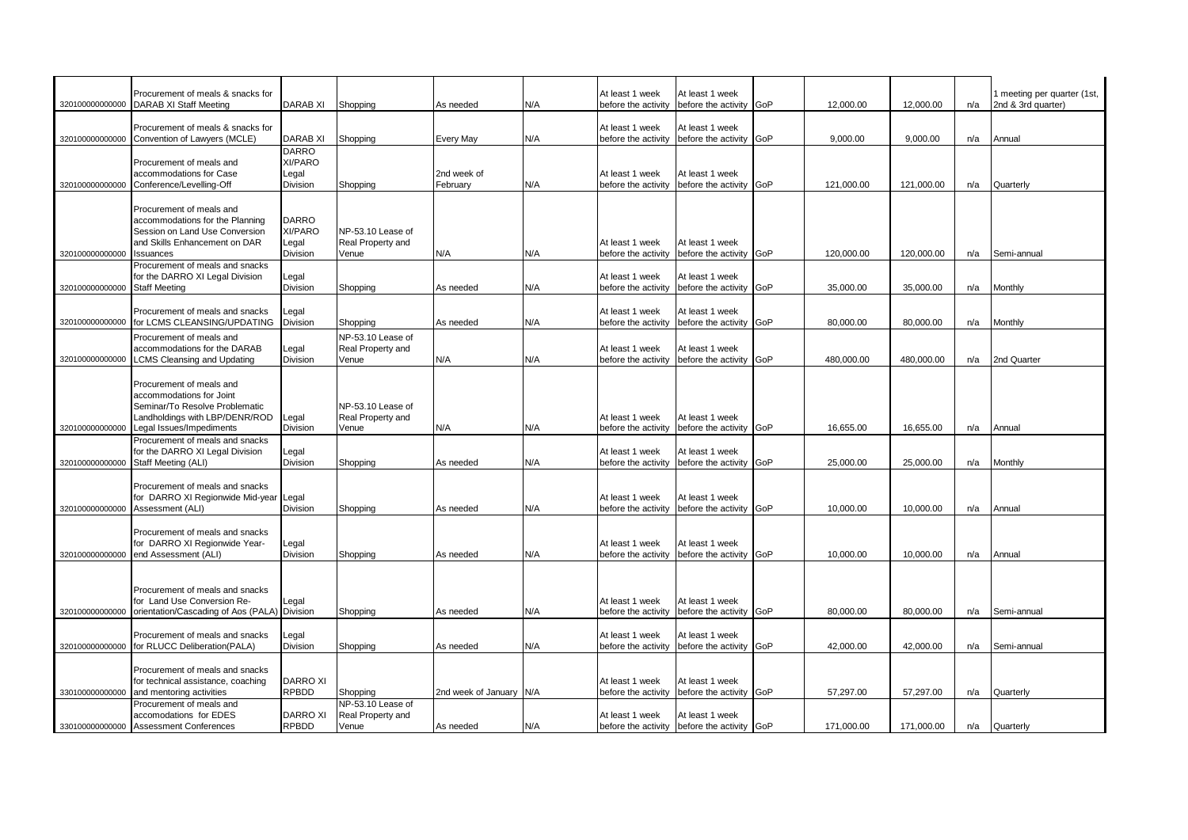| | | | | | | | | | | | | |
|---|---|---|---|---|---|---|---|---|---|---|---|---|
| 320100000000000 | Procurement of meals & snacks for DARAB XI Staff Meeting | DARAB XI | Shopping | As needed | N/A | At least 1 week before the activity | At least 1 week before the activity | GoP | 12,000.00 | 12,000.00 | n/a | 1 meeting per quarter (1st, 2nd & 3rd quarter) |
| 320100000000000 | Procurement of meals & snacks for Convention of Lawyers (MCLE) | DARAB XI | Shopping | Every May | N/A | At least 1 week before the activity | At least 1 week before the activity | GoP | 9,000.00 | 9,000.00 | n/a | Annual |
| 320100000000000 | Procurement of meals and accommodations for Case Conference/Levelling-Off | DARRO XI/PARO Legal Division | Shopping | 2nd week of February | N/A | At least 1 week before the activity | At least 1 week before the activity | GoP | 121,000.00 | 121,000.00 | n/a | Quarterly |
| 320100000000000 | Procurement of meals and accommodations for the Planning Session on Land Use Conversion and Skills Enhancement on DAR Issuances | DARRO XI/PARO Legal Division | NP-53.10 Lease of Real Property and Venue | N/A | N/A | At least 1 week before the activity | At least 1 week before the activity | GoP | 120,000.00 | 120,000.00 | n/a | Semi-annual |
| 320100000000000 | Procurement of meals and snacks for the DARRO XI Legal Division Staff Meeting | Legal Division | Shopping | As needed | N/A | At least 1 week before the activity | At least 1 week before the activity | GoP | 35,000.00 | 35,000.00 | n/a | Monthly |
| 320100000000000 | Procurement of meals and snacks for LCMS CLEANSING/UPDATING | Legal Division | Shopping | As needed | N/A | At least 1 week before the activity | At least 1 week before the activity | GoP | 80,000.00 | 80,000.00 | n/a | Monthly |
| 320100000000000 | Procurement of meals and accommodations for the DARAB LCMS Cleansing and Updating | Legal Division | NP-53.10 Lease of Real Property and Venue | N/A | N/A | At least 1 week before the activity | At least 1 week before the activity | GoP | 480,000.00 | 480,000.00 | n/a | 2nd Quarter |
| 320100000000000 | Procurement of meals and accommodations for Joint Seminar/To Resolve Problematic Landholdings with LBP/DENR/ROD Legal Issues/Impediments | Legal Division | NP-53.10 Lease of Real Property and Venue | N/A | N/A | At least 1 week before the activity | At least 1 week before the activity | GoP | 16,655.00 | 16,655.00 | n/a | Annual |
| 320100000000000 | Procurement of meals and snacks for the DARRO XI Legal Division Staff Meeting (ALI) | Legal Division | Shopping | As needed | N/A | At least 1 week before the activity | At least 1 week before the activity | GoP | 25,000.00 | 25,000.00 | n/a | Monthly |
| 320100000000000 | Procurement of meals and snacks for DARRO XI Regionwide Mid-year Assessment (ALI) | Legal Division | Shopping | As needed | N/A | At least 1 week before the activity | At least 1 week before the activity | GoP | 10,000.00 | 10,000.00 | n/a | Annual |
| 320100000000000 | Procurement of meals and snacks for DARRO XI Regionwide Year-end Assessment (ALI) | Legal Division | Shopping | As needed | N/A | At least 1 week before the activity | At least 1 week before the activity | GoP | 10,000.00 | 10,000.00 | n/a | Annual |
| 320100000000000 | Procurement of meals and snacks for Land Use Conversion Re-orientation/Cascading of Aos (PALA) | Legal Division | Shopping | As needed | N/A | At least 1 week before the activity | At least 1 week before the activity | GoP | 80,000.00 | 80,000.00 | n/a | Semi-annual |
| 320100000000000 | Procurement of meals and snacks for RLUCC Deliberation(PALA) | Legal Division | Shopping | As needed | N/A | At least 1 week before the activity | At least 1 week before the activity | GoP | 42,000.00 | 42,000.00 | n/a | Semi-annual |
| 330100000000000 | Procurement of meals and snacks for technical assistance, coaching and mentoring activities | DARRO XI RPBDD | Shopping | 2nd week of January | N/A | At least 1 week before the activity | At least 1 week before the activity | GoP | 57,297.00 | 57,297.00 | n/a | Quarterly |
| 330100000000000 | Procurement of meals and accomodations for EDES Assessment Conferences | DARRO XI RPBDD | NP-53.10 Lease of Real Property and Venue | As needed | N/A | At least 1 week before the activity | At least 1 week before the activity | GoP | 171,000.00 | 171,000.00 | n/a | Quarterly |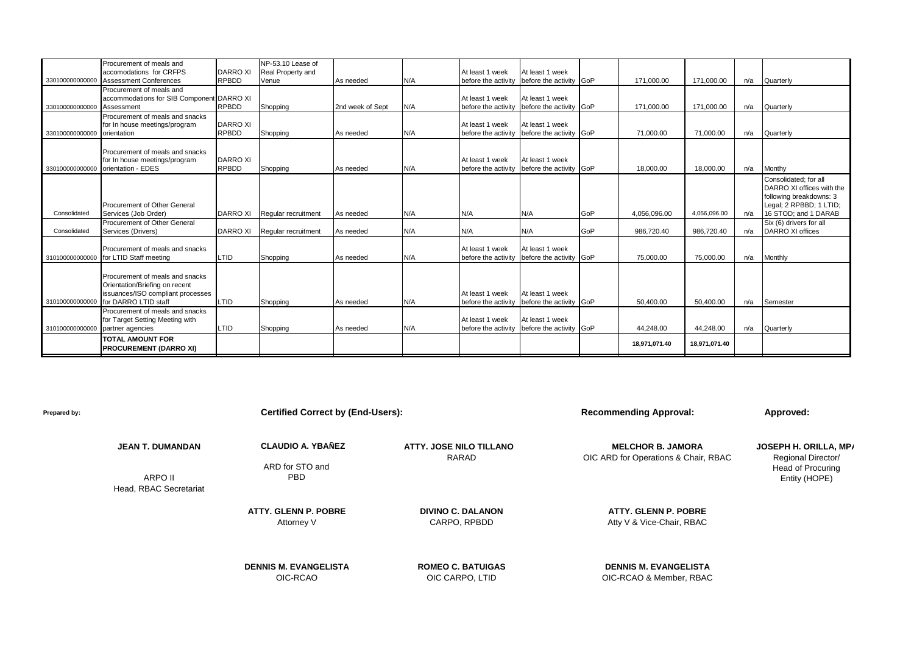| | | | | | | | | | | | | |
|---|---|---|---|---|---|---|---|---|---|---|---|---|
| 330100000000000 | Procurement of meals and accomodations for CRFPS Assessment Conferences | DARRO XI RPBDD | NP-53.10 Lease of Real Property and Venue | As needed | N/A | At least 1 week before the activity | At least 1 week before the activity | GoP | 171,000.00 | 171,000.00 | n/a | Quarterly |
| 330100000000000 | Procurement of meals and accommodations for SIB Component Assessment | DARRO XI RPBDD | Shopping | 2nd week of Sept | N/A | At least 1 week before the activity | At least 1 week before the activity | GoP | 171,000.00 | 171,000.00 | n/a | Quarterly |
| 330100000000000 | Procurement of meals and snacks for In house meetings/program orientation | DARRO XI RPBDD | Shopping | As needed | N/A | At least 1 week before the activity | At least 1 week before the activity | GoP | 71,000.00 | 71,000.00 | n/a | Quarterly |
| 330100000000000 | Procurement of meals and snacks for In house meetings/program orientation - EDES | DARRO XI RPBDD | Shopping | As needed | N/A | At least 1 week before the activity | At least 1 week before the activity | GoP | 18,000.00 | 18,000.00 | n/a | Monthy |
| Consolidated | Procurement of Other General Services (Job Order) | DARRO XI | Regular recruitment | As needed | N/A | N/A | N/A | GoP | 4,056,096.00 | 4,056,096.00 | n/a | Consolidated; for all DARRO XI offices with the following breakdowns: 3 Legal; 2 RPBBD; 1 LTID; 16 STOD; and 1 DARAB |
| Consolidated | Procurement of Other General Services (Drivers) | DARRO XI | Regular recruitment | As needed | N/A | N/A | N/A | GoP | 986,720.40 | 986,720.40 | n/a | Six (6) drivers for all DARRO XI offices |
| 310100000000000 | Procurement of meals and snacks for LTID Staff meeting | LTID | Shopping | As needed | N/A | At least 1 week before the activity | At least 1 week before the activity | GoP | 75,000.00 | 75,000.00 | n/a | Monthly |
| 310100000000000 | Procurement of meals and snacks Orientation/Briefing on recent issuances/ISO compliant processes for DARRO LTID staff | LTID | Shopping | As needed | N/A | At least 1 week before the activity | At least 1 week before the activity | GoP | 50,400.00 | 50,400.00 | n/a | Semester |
| 310100000000000 | Procurement of meals and snacks for Target Setting Meeting with partner agencies | LTID | Shopping | As needed | N/A | At least 1 week before the activity | At least 1 week before the activity | GoP | 44,248.00 | 44,248.00 | n/a | Quarterly |
| | **TOTAL AMOUNT FOR PROCUREMENT (DARRO XI)** | | | | | | | | **18,971,071.40** | **18,971,071.40** | | |

**Prepared by:**

**JEAN T. DUMANDAN**
ARPO II
Head, RBAC Secretariat

**Certified Correct by (End-Users):**

**CLAUDIO A. YBAÑEZ**
ARD for STO and PBD

**ATTY. JOSE NILO TILLANO**
RARAD

**ATTY. GLENN P. POBRE**
Attorney V

**DIVINO C. DALANON**
CARPO, RPBDD

**DENNIS M. EVANGELISTA**
OIC-RCAO

**ROMEO C. BATUIGAS**
OIC CARPO, LTID

**Recommending Approval:**

**MELCHOR B. JAMORA**
OIC ARD for Operations & Chair, RBAC

**ATTY. GLENN P. POBRE**
Atty V & Vice-Chair, RBAC

**DENNIS M. EVANGELISTA**
OIC-RCAO & Member, RBAC

**Approved:**

**JOSEPH H. ORILLA, MPA**
Regional Director/
Head of Procuring Entity (HOPE)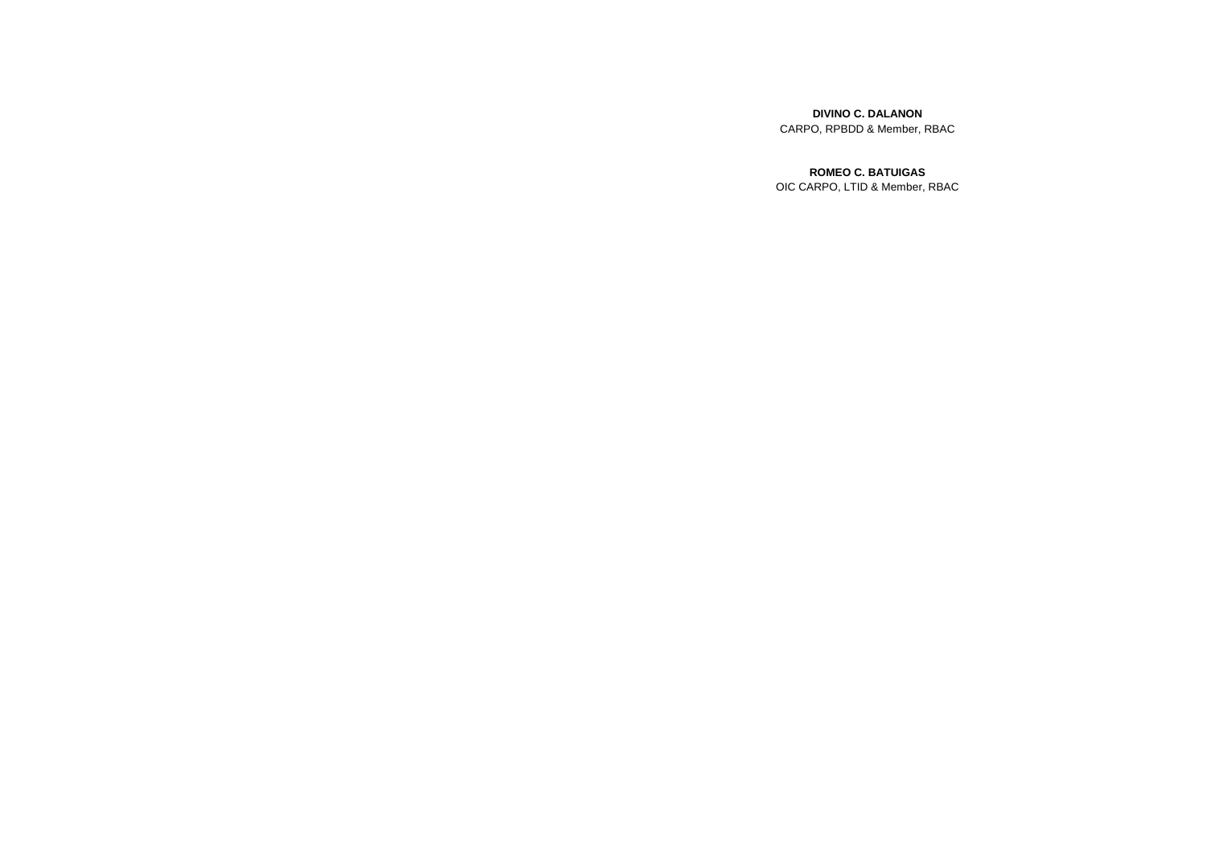**DIVINO C. DALANON**
CARPO, RPBDD & Member, RBAC

**ROMEO C. BATUIGAS**
OIC CARPO, LTID & Member, RBAC